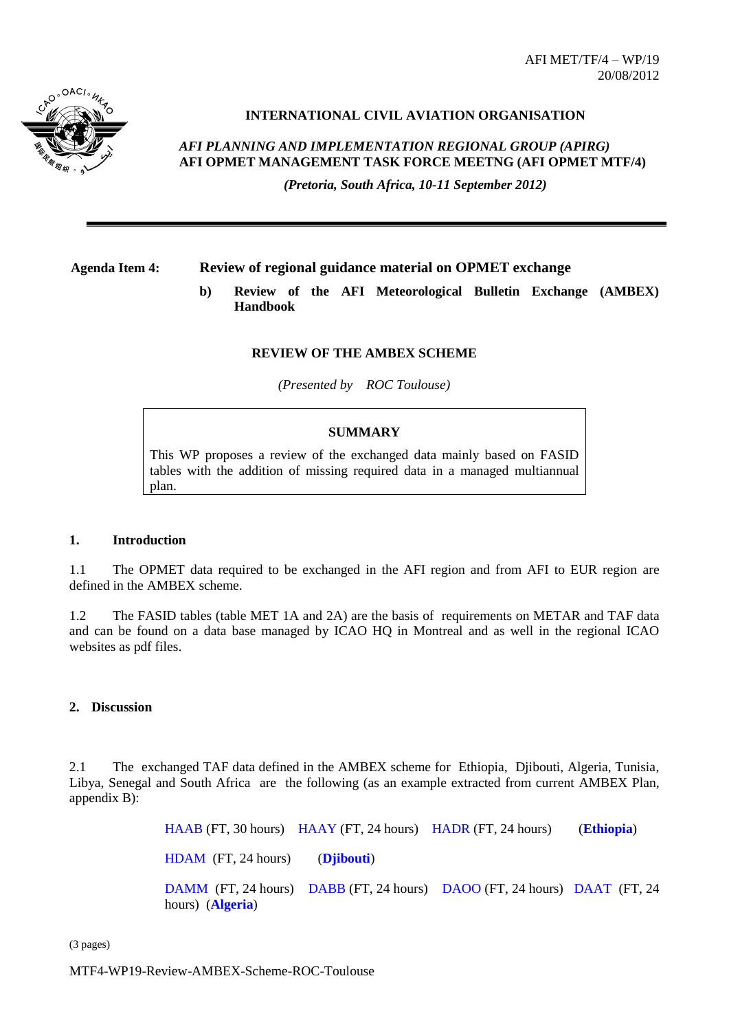AFI MET/TF/4 – WP/19
20/08/2012

**INTERNATIONAL CIVIL AVIATION ORGANISATION**

***AFI PLANNING AND IMPLEMENTATION REGIONAL GROUP (APIRG)***
**AFI OPMET MANAGEMENT TASK FORCE MEETNG (AFI OPMET MTF/4)**

***(Pretoria, South Africa, 10-11 September 2012)***

---

**Agenda Item 4:** **Review of regional guidance material on OPMET exchange**

**b) Review of the AFI Meteorological Bulletin Exchange (AMBEX) Handbook**

**REVIEW OF THE AMBEX SCHEME**

*(Presented by ROC Toulouse)*

> **SUMMARY**
>
> This WP proposes a review of the exchanged data mainly based on FASID tables with the addition of missing required data in a managed multiannual plan.

## 1. Introduction

1.1 The OPMET data required to be exchanged in the AFI region and from AFI to EUR region are defined in the AMBEX scheme.

1.2 The FASID tables (table MET 1A and 2A) are the basis of requirements on METAR and TAF data and can be found on a data base managed by ICAO HQ in Montreal and as well in the regional ICAO websites as pdf files.

## 2. Discussion

2.1 The exchanged TAF data defined in the AMBEX scheme for Ethiopia, Djibouti, Algeria, Tunisia, Libya, Senegal and South Africa are the following (as an example extracted from current AMBEX Plan, appendix B):

HAAB (FT, 30 hours) HAAY (FT, 24 hours) HADR (FT, 24 hours) (**Ethiopia**)

HDAM (FT, 24 hours) (**Djibouti**)

DAMM (FT, 24 hours) DABB (FT, 24 hours) DAOO (FT, 24 hours) DAAT (FT, 24 hours) (**Algeria**)

(3 pages)

MTF4-WP19-Review-AMBEX-Scheme-ROC-Toulouse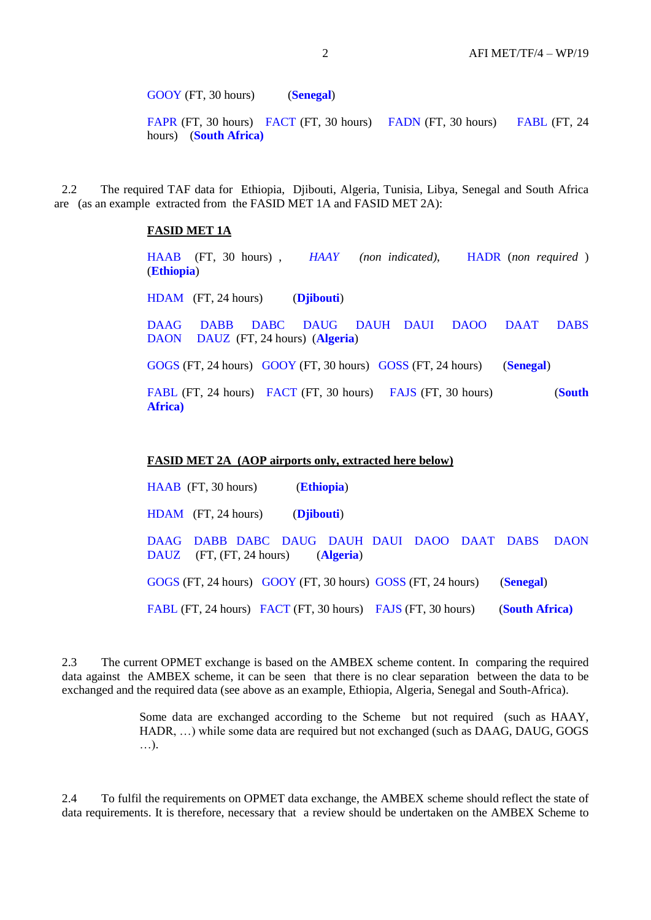GOOY (FT, 30 hours)  (**Senegal**)

FAPR (FT, 30 hours) FACT (FT, 30 hours) FADN (FT, 30 hours) FABL (FT, 24 hours) (**South Africa)**

2.2 The required TAF data for Ethiopia, Djibouti, Algeria, Tunisia, Libya, Senegal and South Africa are (as an example extracted from the FASID MET 1A and FASID MET 2A):

**FASID MET 1A**

HAAB (FT, 30 hours) , *HAAY* *(non indicated),* HADR (*non required* ) (**Ethiopia**)

HDAM (FT, 24 hours)  (**Djibouti**)

DAAG DABB DABC DAUG DAUH DAUI DAOO DAAT DABS DAON DAUZ (FT, 24 hours) (**Algeria**)

GOGS (FT, 24 hours) GOOY (FT, 30 hours) GOSS (FT, 24 hours)  (**Senegal**)

FABL (FT, 24 hours) FACT (FT, 30 hours) FAJS (FT, 30 hours)  (**South Africa)**

**FASID MET 2A (AOP airports only, extracted here below)**

HAAB (FT, 30 hours)  (**Ethiopia**)

HDAM (FT, 24 hours)  (**Djibouti**)

DAAG DABB DABC DAUG DAUH DAUI DAOO DAAT DABS DAON DAUZ (FT, (FT, 24 hours)  (**Algeria**)

GOGS (FT, 24 hours) GOOY (FT, 30 hours) GOSS (FT, 24 hours)  (**Senegal**)

FABL (FT, 24 hours) FACT (FT, 30 hours) FAJS (FT, 30 hours)  (**South Africa)**

2.3 The current OPMET exchange is based on the AMBEX scheme content. In comparing the required data against the AMBEX scheme, it can be seen that there is no clear separation between the data to be exchanged and the required data (see above as an example, Ethiopia, Algeria, Senegal and South-Africa).

Some data are exchanged according to the Scheme but not required (such as HAAY, HADR, …) while some data are required but not exchanged (such as DAAG, DAUG, GOGS …).

2.4 To fulfil the requirements on OPMET data exchange, the AMBEX scheme should reflect the state of data requirements. It is therefore, necessary that a review should be undertaken on the AMBEX Scheme to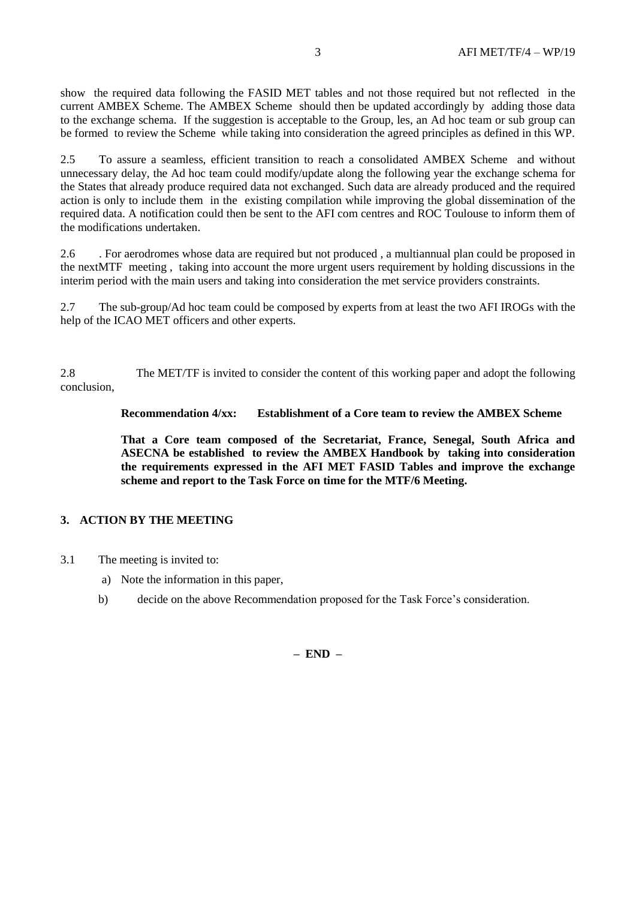show the required data following the FASID MET tables and not those required but not reflected in the current AMBEX Scheme. The AMBEX Scheme should then be updated accordingly by adding those data to the exchange schema. If the suggestion is acceptable to the Group, les, an Ad hoc team or sub group can be formed to review the Scheme while taking into consideration the agreed principles as defined in this WP.

2.5 To assure a seamless, efficient transition to reach a consolidated AMBEX Scheme and without unnecessary delay, the Ad hoc team could modify/update along the following year the exchange schema for the States that already produce required data not exchanged. Such data are already produced and the required action is only to include them in the existing compilation while improving the global dissemination of the required data. A notification could then be sent to the AFI com centres and ROC Toulouse to inform them of the modifications undertaken.

2.6 . For aerodromes whose data are required but not produced , a multiannual plan could be proposed in the nextMTF meeting , taking into account the more urgent users requirement by holding discussions in the interim period with the main users and taking into consideration the met service providers constraints.

2.7 The sub-group/Ad hoc team could be composed by experts from at least the two AFI IROGs with the help of the ICAO MET officers and other experts.

2.8 The MET/TF is invited to consider the content of this working paper and adopt the following conclusion,

**Recommendation 4/xx: Establishment of a Core team to review the AMBEX Scheme**

**That a Core team composed of the Secretariat, France, Senegal, South Africa and ASECNA be established to review the AMBEX Handbook by taking into consideration the requirements expressed in the AFI MET FASID Tables and improve the exchange scheme and report to the Task Force on time for the MTF/6 Meeting.**

## 3. ACTION BY THE MEETING

3.1 The meeting is invited to:

a) Note the information in this paper,

b) decide on the above Recommendation proposed for the Task Force's consideration.

**– END –**